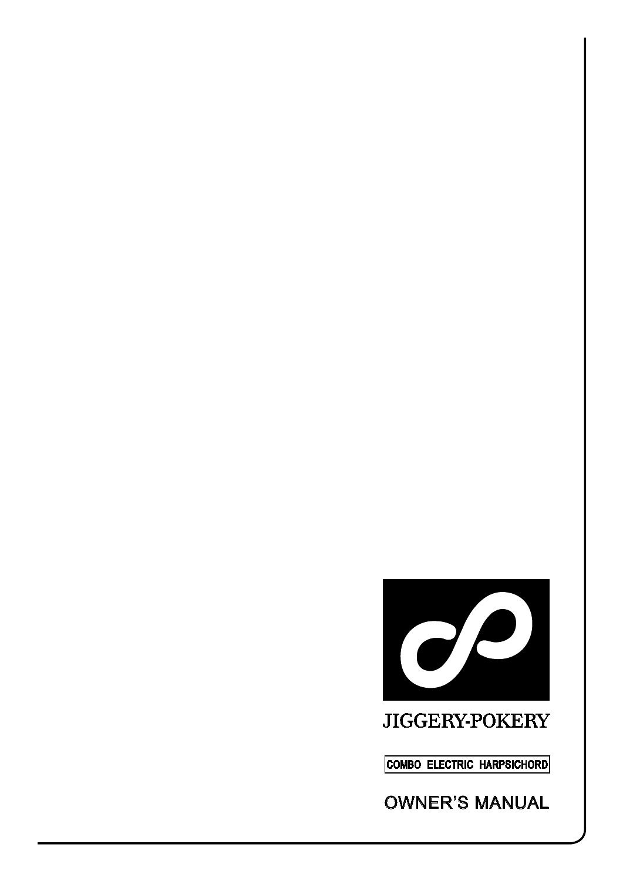JIGGERY-POKERY

COMBO ELECTRIC HARPSICHORD

# OWNER'S MANUAL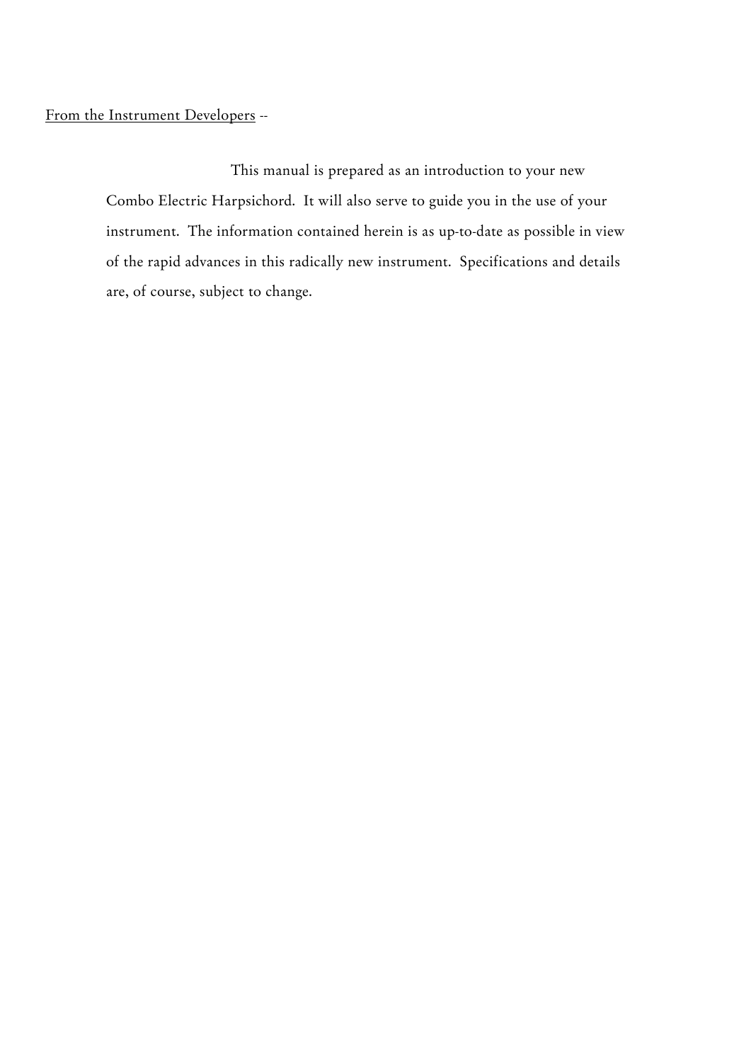<u>From the Instrument Developers</u> --

This manual is prepared as an introduction to your new Combo Electric Harpsichord. It will also serve to guide you in the use of your instrument. The information contained herein is as up-to-date as possible in view of the rapid advances in this radically new instrument. Specifications and details are, of course, subject to change.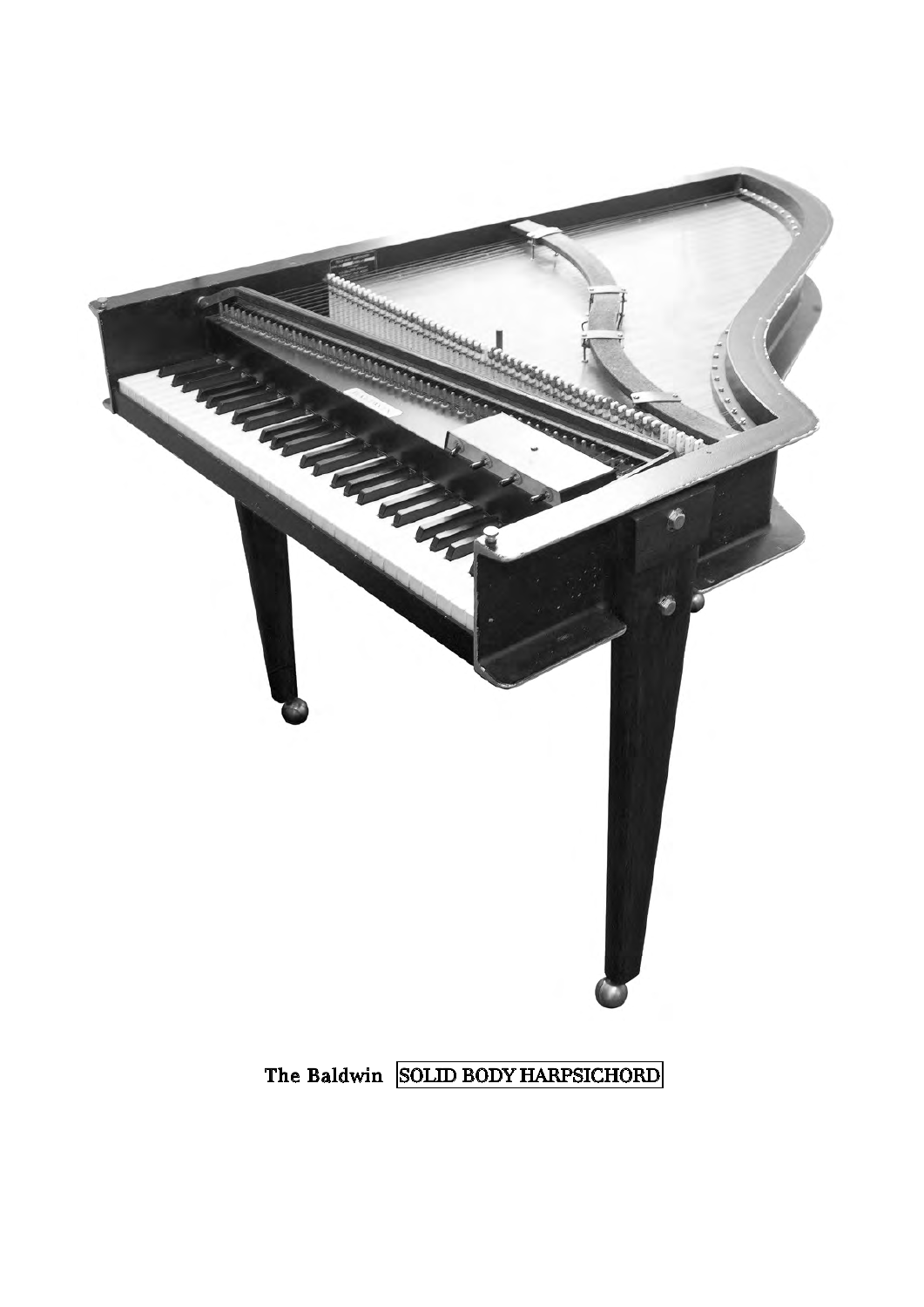The Baldwin SOLID BODY HARPSICHORD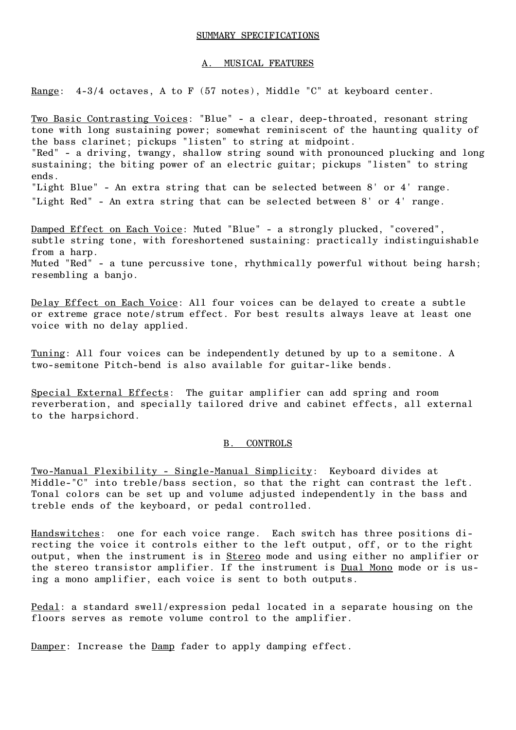## SUMMARY SPECIFICATIONS

### A. MUSICAL FEATURES

Range: 4-3/4 octaves, A to F (57 notes), Middle "C" at keyboard center.

Two Basic Contrasting Voices: "Blue" - a clear, deep-throated, resonant string tone with long sustaining power; somewhat reminiscent of the haunting quality of the bass clarinet; pickups "listen" to string at midpoint.
"Red" - a driving, twangy, shallow string sound with pronounced plucking and long sustaining; the biting power of an electric guitar; pickups "listen" to string ends.
"Light Blue" - An extra string that can be selected between 8' or 4' range.
"Light Red" - An extra string that can be selected between 8' or 4' range.

Damped Effect on Each Voice: Muted "Blue" - a strongly plucked, "covered", subtle string tone, with foreshortened sustaining: practically indistinguishable from a harp.
Muted "Red" - a tune percussive tone, rhythmically powerful without being harsh; resembling a banjo.

Delay Effect on Each Voice: All four voices can be delayed to create a subtle or extreme grace note/strum effect. For best results always leave at least one voice with no delay applied.

Tuning: All four voices can be independently detuned by up to a semitone. A two-semitone Pitch-bend is also available for guitar-like bends.

Special External Effects: The guitar amplifier can add spring and room reverberation, and specially tailored drive and cabinet effects, all external to the harpsichord.

### B. CONTROLS

Two-Manual Flexibility - Single-Manual Simplicity: Keyboard divides at Middle-"C" into treble/bass section, so that the right can contrast the left. Tonal colors can be set up and volume adjusted independently in the bass and treble ends of the keyboard, or pedal controlled.

Handswitches: one for each voice range. Each switch has three positions directing the voice it controls either to the left output, off, or to the right output, when the instrument is in Stereo mode and using either no amplifier or the stereo transistor amplifier. If the instrument is Dual Mono mode or is using a mono amplifier, each voice is sent to both outputs.

Pedal: a standard swell/expression pedal located in a separate housing on the floors serves as remote volume control to the amplifier.

Damper: Increase the Damp fader to apply damping effect.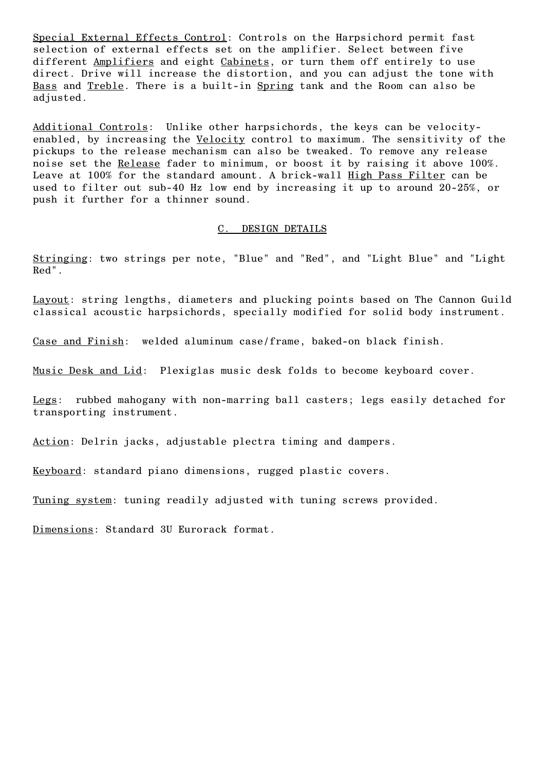Special External Effects Control: Controls on the Harpsichord permit fast selection of external effects set on the amplifier. Select between five different Amplifiers and eight Cabinets, or turn them off entirely to use direct. Drive will increase the distortion, and you can adjust the tone with Bass and Treble. There is a built-in Spring tank and the Room can also be adjusted.

Additional Controls: Unlike other harpsichords, the keys can be velocity-enabled, by increasing the Velocity control to maximum. The sensitivity of the pickups to the release mechanism can also be tweaked. To remove any release noise set the Release fader to minimum, or boost it by raising it above 100%. Leave at 100% for the standard amount. A brick-wall High Pass Filter can be used to filter out sub-40 Hz low end by increasing it up to around 20-25%, or push it further for a thinner sound.

## C. DESIGN DETAILS

Stringing: two strings per note, "Blue" and "Red", and "Light Blue" and "Light Red".

Layout: string lengths, diameters and plucking points based on The Cannon Guild classical acoustic harpsichords, specially modified for solid body instrument.

Case and Finish: welded aluminum case/frame, baked-on black finish.

Music Desk and Lid: Plexiglas music desk folds to become keyboard cover.

Legs: rubbed mahogany with non-marring ball casters; legs easily detached for transporting instrument.

Action: Delrin jacks, adjustable plectra timing and dampers.

Keyboard: standard piano dimensions, rugged plastic covers.

Tuning system: tuning readily adjusted with tuning screws provided.

Dimensions: Standard 3U Eurorack format.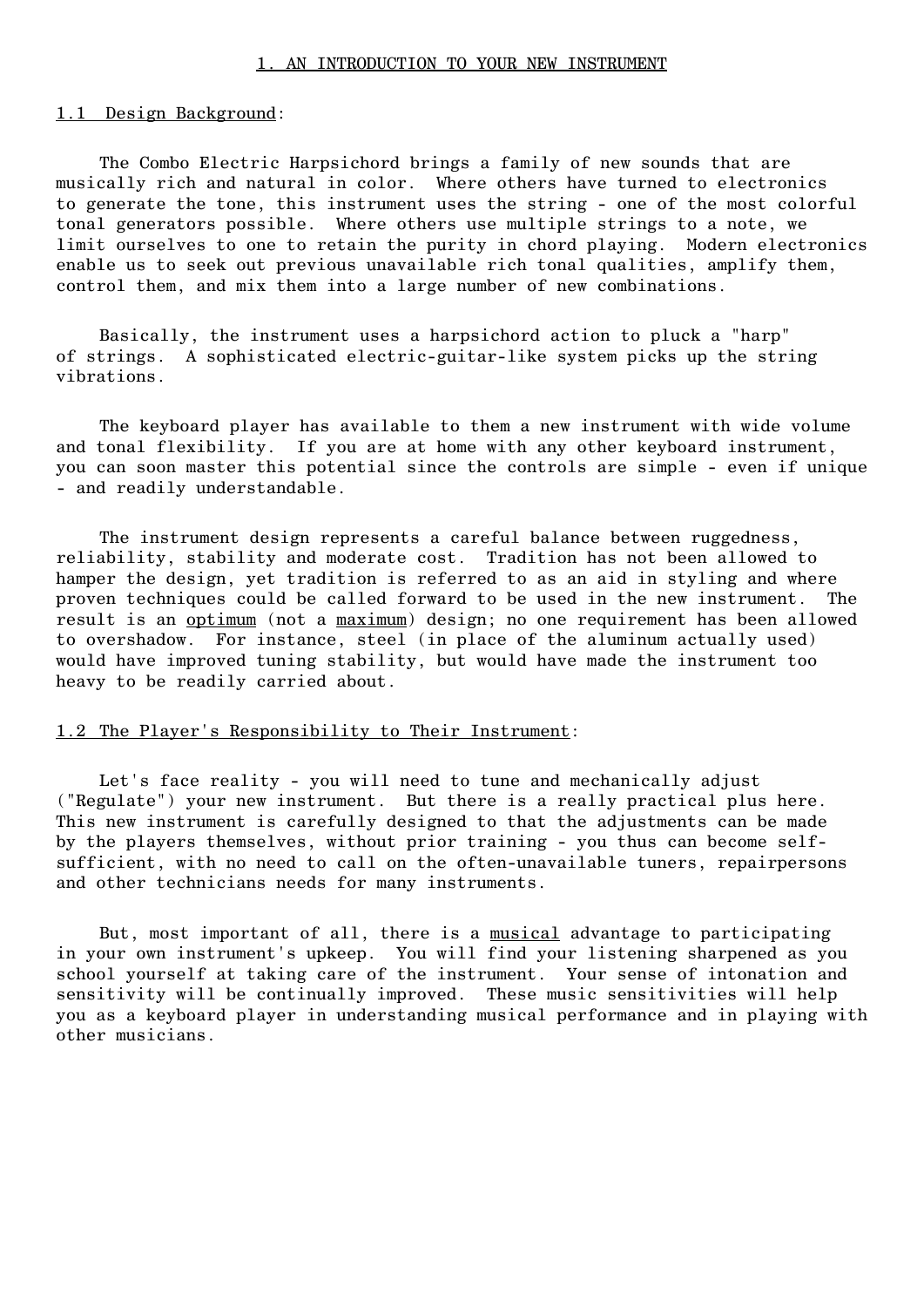# 1. AN INTRODUCTION TO YOUR NEW INSTRUMENT

## 1.1 Design Background:

The Combo Electric Harpsichord brings a family of new sounds that are musically rich and natural in color. Where others have turned to electronics to generate the tone, this instrument uses the string - one of the most colorful tonal generators possible. Where others use multiple strings to a note, we limit ourselves to one to retain the purity in chord playing. Modern electronics enable us to seek out previous unavailable rich tonal qualities, amplify them, control them, and mix them into a large number of new combinations.

Basically, the instrument uses a harpsichord action to pluck a "harp" of strings. A sophisticated electric-guitar-like system picks up the string vibrations.

The keyboard player has available to them a new instrument with wide volume and tonal flexibility. If you are at home with any other keyboard instrument, you can soon master this potential since the controls are simple - even if unique - and readily understandable.

The instrument design represents a careful balance between ruggedness, reliability, stability and moderate cost. Tradition has not been allowed to hamper the design, yet tradition is referred to as an aid in styling and where proven techniques could be called forward to be used in the new instrument. The result is an <u>optimum</u> (not a <u>maximum</u>) design; no one requirement has been allowed to overshadow. For instance, steel (in place of the aluminum actually used) would have improved tuning stability, but would have made the instrument too heavy to be readily carried about.

## 1.2 The Player's Responsibility to Their Instrument:

Let's face reality - you will need to tune and mechanically adjust ("Regulate") your new instrument. But there is a really practical plus here. This new instrument is carefully designed to that the adjustments can be made by the players themselves, without prior training - you thus can become self-sufficient, with no need to call on the often-unavailable tuners, repairpersons and other technicians needs for many instruments.

But, most important of all, there is a <u>musical</u> advantage to participating in your own instrument's upkeep. You will find your listening sharpened as you school yourself at taking care of the instrument. Your sense of intonation and sensitivity will be continually improved. These music sensitivities will help you as a keyboard player in understanding musical performance and in playing with other musicians.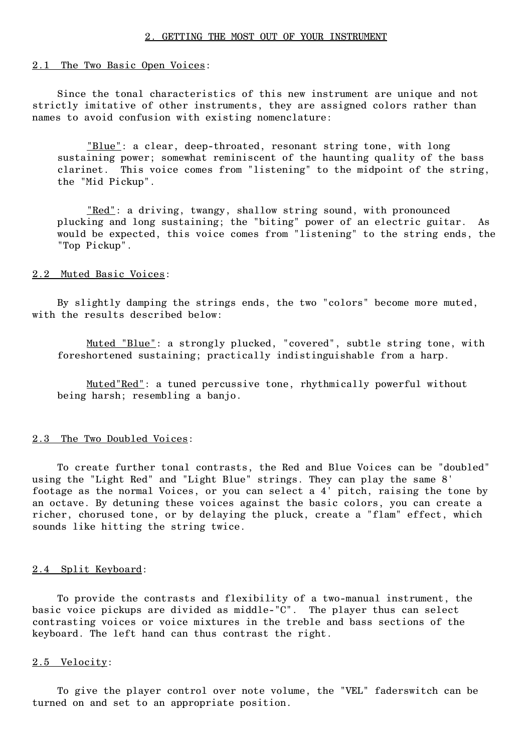## 2. GETTING THE MOST OUT OF YOUR INSTRUMENT

### 2.1 The Two Basic Open Voices:

Since the tonal characteristics of this new instrument are unique and not strictly imitative of other instruments, they are assigned colors rather than names to avoid confusion with existing nomenclature:

> "Blue": a clear, deep-throated, resonant string tone, with long sustaining power; somewhat reminiscent of the haunting quality of the bass clarinet. This voice comes from "listening" to the midpoint of the string, the "Mid Pickup".

> "Red": a driving, twangy, shallow string sound, with pronounced plucking and long sustaining; the "biting" power of an electric guitar. As would be expected, this voice comes from "listening" to the string ends, the "Top Pickup".

### 2.2 Muted Basic Voices:

By slightly damping the strings ends, the two "colors" become more muted, with the results described below:

> Muted "Blue": a strongly plucked, "covered", subtle string tone, with foreshortened sustaining; practically indistinguishable from a harp.

> Muted"Red": a tuned percussive tone, rhythmically powerful without being harsh; resembling a banjo.

### 2.3 The Two Doubled Voices:

To create further tonal contrasts, the Red and Blue Voices can be "doubled" using the "Light Red" and "Light Blue" strings. They can play the same 8' footage as the normal Voices, or you can select a 4' pitch, raising the tone by an octave. By detuning these voices against the basic colors, you can create a richer, chorused tone, or by delaying the pluck, create a "flam" effect, which sounds like hitting the string twice.

### 2.4 Split Keyboard:

To provide the contrasts and flexibility of a two-manual instrument, the basic voice pickups are divided as middle-"C". The player thus can select contrasting voices or voice mixtures in the treble and bass sections of the keyboard. The left hand can thus contrast the right.

### 2.5 Velocity:

To give the player control over note volume, the "VEL" faderswitch can be turned on and set to an appropriate position.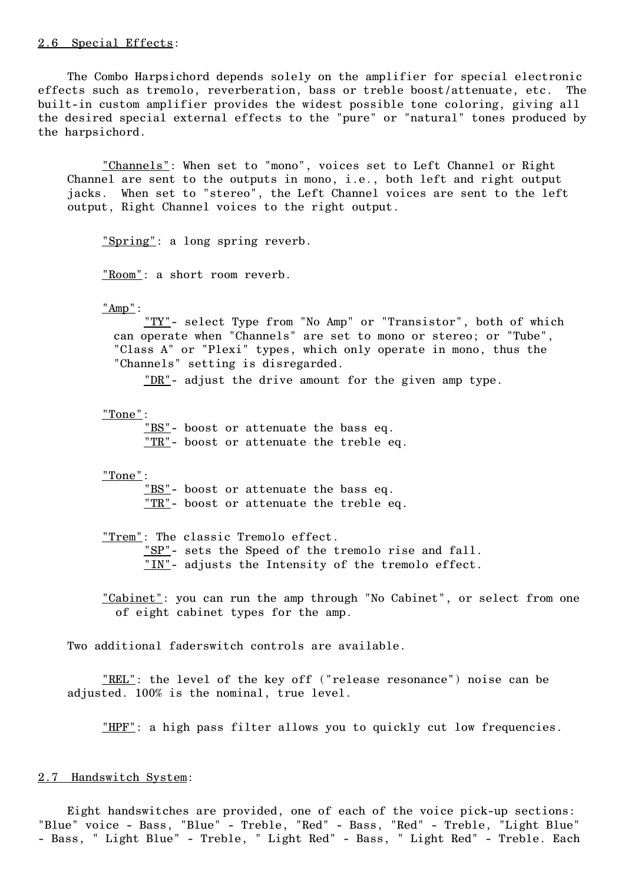<u>2.6 Special Effects</u>:

The Combo Harpsichord depends solely on the amplifier for special electronic effects such as tremolo, reverberation, bass or treble boost/attenuate, etc. The built-in custom amplifier provides the widest possible tone coloring, giving all the desired special external effects to the "pure" or "natural" tones produced by the harpsichord.

<u>"Channels"</u>: When set to "mono", voices set to Left Channel or Right Channel are sent to the outputs in mono, i.e., both left and right output jacks. When set to "stereo", the Left Channel voices are sent to the left output, Right Channel voices to the right output.

<u>"Spring"</u>: a long spring reverb.

<u>"Room"</u>: a short room reverb.

<u>"Amp"</u>:

<u>"TY"</u>- select Type from "No Amp" or "Transistor", both of which can operate when "Channels" are set to mono or stereo; or "Tube", "Class A" or "Plexi" types, which only operate in mono, thus the "Channels" setting is disregarded.

<u>"DR"</u>- adjust the drive amount for the given amp type.

<u>"Tone"</u>:

<u>"BS"</u>- boost or attenuate the bass eq.
<u>"TR"</u>- boost or attenuate the treble eq.

<u>"Tone"</u>:

<u>"BS"</u>- boost or attenuate the bass eq.
<u>"TR"</u>- boost or attenuate the treble eq.

<u>"Trem"</u>: The classic Tremolo effect.

<u>"SP"</u>- sets the Speed of the tremolo rise and fall.
<u>"IN"</u>- adjusts the Intensity of the tremolo effect.

<u>"Cabinet"</u>: you can run the amp through "No Cabinet", or select from one of eight cabinet types for the amp.

Two additional faderswitch controls are available.

<u>"REL"</u>: the level of the key off ("release resonance") noise can be adjusted. 100% is the nominal, true level.

<u>"HPF"</u>: a high pass filter allows you to quickly cut low frequencies.

<u>2.7 Handswitch System</u>:

Eight handswitches are provided, one of each of the voice pick-up sections: "Blue" voice - Bass, "Blue" - Treble, "Red" - Bass, "Red" - Treble, "Light Blue" - Bass, " Light Blue" - Treble, " Light Red" - Bass, " Light Red" - Treble. Each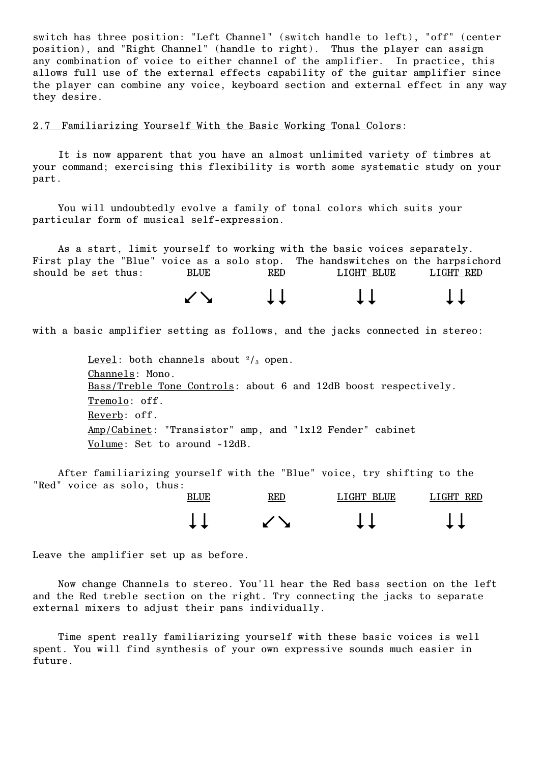switch has three position: "Left Channel" (switch handle to left), "off" (center position), and "Right Channel" (handle to right). Thus the player can assign any combination of voice to either channel of the amplifier. In practice, this allows full use of the external effects capability of the guitar amplifier since the player can combine any voice, keyboard section and external effect in any way they desire.

## 2.7 Familiarizing Yourself With the Basic Working Tonal Colors:

It is now apparent that you have an almost unlimited variety of timbres at your command; exercising this flexibility is worth some systematic study on your part.

You will undoubtedly evolve a family of tonal colors which suits your particular form of musical self-expression.

As a start, limit yourself to working with the basic voices separately. First play the "Blue" voice as a solo stop. The handswitches on the harpsichord should be set thus:

| BLUE | RED | LIGHT BLUE | LIGHT RED |
|---|---|---|---|
| ↙↘ | ↓↓ | ↓↓ | ↓↓ |

with a basic amplifier setting as follows, and the jacks connected in stereo:

- Level: both channels about $^2/_3$ open.
- Channels: Mono.
- Bass/Treble Tone Controls: about 6 and 12dB boost respectively.
- Tremolo: off.
- Reverb: off.
- Amp/Cabinet: "Transistor" amp, and "1x12 Fender" cabinet
- Volume: Set to around -12dB.

After familiarizing yourself with the "Blue" voice, try shifting to the "Red" voice as solo, thus:

| BLUE | RED | LIGHT BLUE | LIGHT RED |
|---|---|---|---|
| ↓↓ | ↙↘ | ↓↓ | ↓↓ |

Leave the amplifier set up as before.

Now change Channels to stereo. You'll hear the Red bass section on the left and the Red treble section on the right. Try connecting the jacks to separate external mixers to adjust their pans individually.

Time spent really familiarizing yourself with these basic voices is well spent. You will find synthesis of your own expressive sounds much easier in future.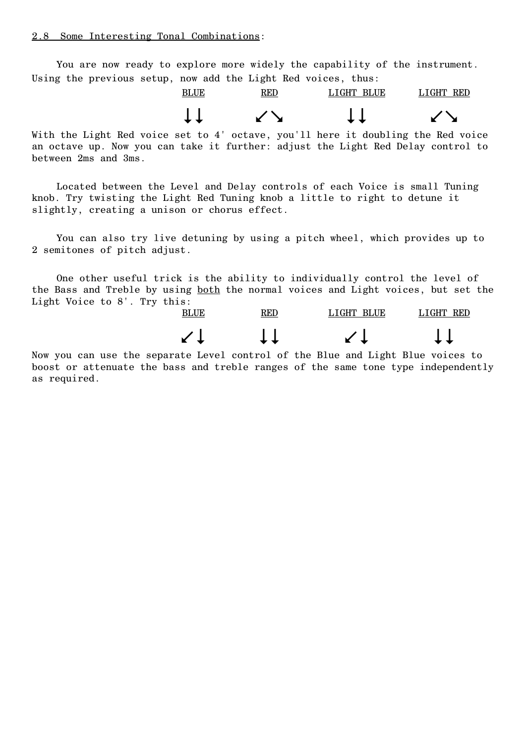2.8 Some Interesting Tonal Combinations:

You are now ready to explore more widely the capability of the instrument. Using the previous setup, now add the Light Red voices, thus:

| BLUE | RED | LIGHT BLUE | LIGHT RED |
|---|---|---|---|
| ↓↓ | ↙↘ | ↓↓ | ↙↘ |

With the Light Red voice set to 4' octave, you'll here it doubling the Red voice an octave up. Now you can take it further: adjust the Light Red Delay control to between 2ms and 3ms.

Located between the Level and Delay controls of each Voice is small Tuning knob. Try twisting the Light Red Tuning knob a little to right to detune it slightly, creating a unison or chorus effect.

You can also try live detuning by using a pitch wheel, which provides up to 2 semitones of pitch adjust.

One other useful trick is the ability to individually control the level of the Bass and Treble by using both the normal voices and Light voices, but set the Light Voice to 8'. Try this:

| BLUE | RED | LIGHT BLUE | LIGHT RED |
|---|---|---|---|
| ↙↓ | ↓↓ | ↙↓ | ↓↓ |

Now you can use the separate Level control of the Blue and Light Blue voices to boost or attenuate the bass and treble ranges of the same tone type independently as required.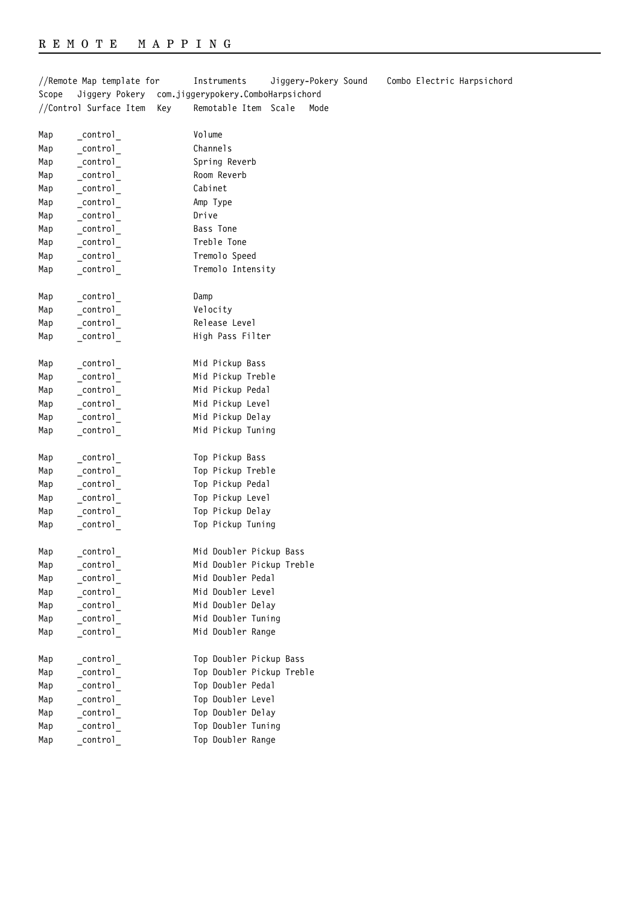## REMOTE MAPPING

```
//Remote Map template for       Instruments     Jiggery-Pokery Sound    Combo Electric Harpsichord
Scope   Jiggery Pokery  com.jiggerypokery.ComboHarpsichord
//Control Surface Item  Key     Remotable Item  Scale   Mode

Map     _control_               Volume
Map     _control_               Channels
Map     _control_               Spring Reverb
Map     _control_               Room Reverb
Map     _control_               Cabinet
Map     _control_               Amp Type
Map     _control_               Drive
Map     _control_               Bass Tone
Map     _control_               Treble Tone
Map     _control_               Tremolo Speed
Map     _control_               Tremolo Intensity

Map     _control_               Damp
Map     _control_               Velocity
Map     _control_               Release Level
Map     _control_               High Pass Filter

Map     _control_               Mid Pickup Bass
Map     _control_               Mid Pickup Treble
Map     _control_               Mid Pickup Pedal
Map     _control_               Mid Pickup Level
Map     _control_               Mid Pickup Delay
Map     _control_               Mid Pickup Tuning

Map     _control_               Top Pickup Bass
Map     _control_               Top Pickup Treble
Map     _control_               Top Pickup Pedal
Map     _control_               Top Pickup Level
Map     _control_               Top Pickup Delay
Map     _control_               Top Pickup Tuning

Map     _control_               Mid Doubler Pickup Bass
Map     _control_               Mid Doubler Pickup Treble
Map     _control_               Mid Doubler Pedal
Map     _control_               Mid Doubler Level
Map     _control_               Mid Doubler Delay
Map     _control_               Mid Doubler Tuning
Map     _control_               Mid Doubler Range

Map     _control_               Top Doubler Pickup Bass
Map     _control_               Top Doubler Pickup Treble
Map     _control_               Top Doubler Pedal
Map     _control_               Top Doubler Level
Map     _control_               Top Doubler Delay
Map     _control_               Top Doubler Tuning
Map     _control_               Top Doubler Range
```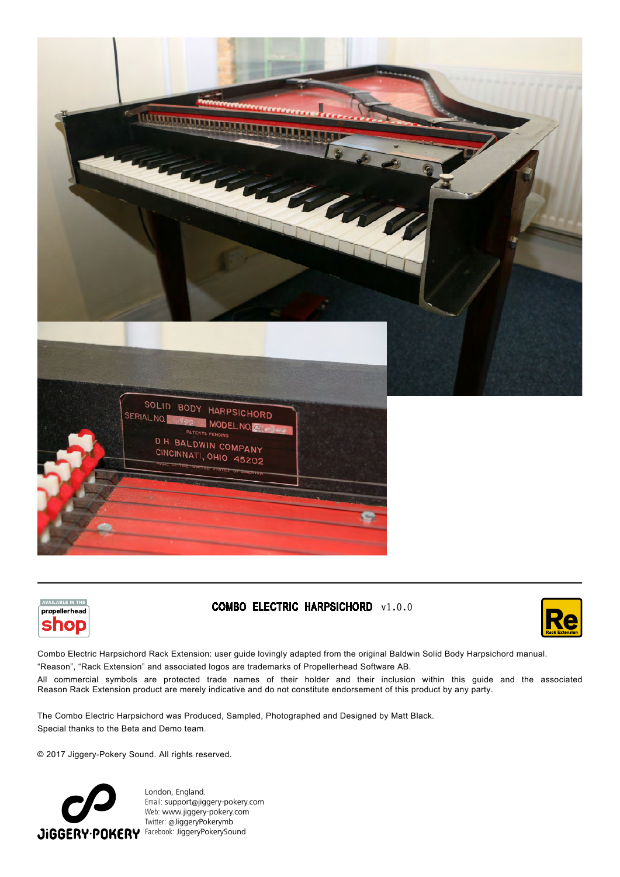COMBO ELECTRIC HARPSICHORD v1.0.0

Combo Electric Harpsichord Rack Extension: user guide lovingly adapted from the original Baldwin Solid Body Harpsichord manual.

"Reason", "Rack Extension" and associated logos are trademarks of Propellerhead Software AB.

All commercial symbols are protected trade names of their holder and their inclusion within this guide and the associated Reason Rack Extension product are merely indicative and do not constitute endorsement of this product by any party.

The Combo Electric Harpsichord was Produced, Sampled, Photographed and Designed by Matt Black.

Special thanks to the Beta and Demo team.

© 2017 Jiggery-Pokery Sound. All rights reserved.

JiGGERY·POKERY

London, England.
Email: support@jiggery-pokery.com
Web: www.jiggery-pokery.com
Twitter: @JiggeryPokerymb
Facebook: JiggeryPokerySound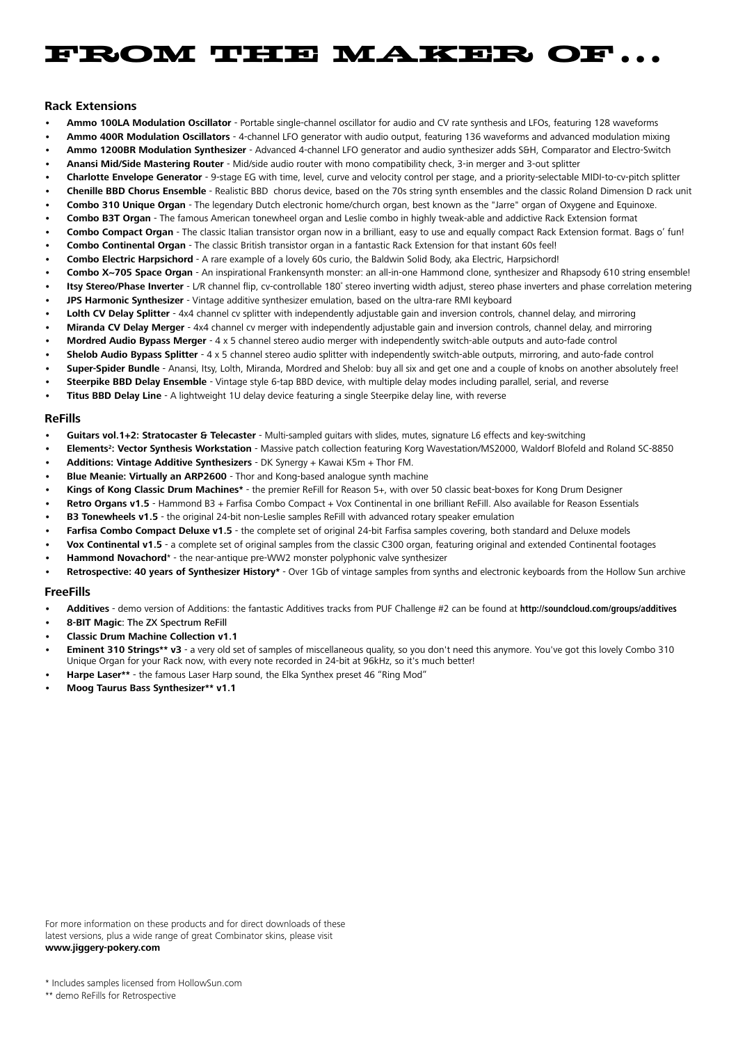# FROM THE MAKER OF...

## Rack Extensions

- **Ammo 100LA Modulation Oscillator** - Portable single-channel oscillator for audio and CV rate synthesis and LFOs, featuring 128 waveforms
- **Ammo 400R Modulation Oscillators** - 4-channel LFO generator with audio output, featuring 136 waveforms and advanced modulation mixing
- **Ammo 1200BR Modulation Synthesizer** - Advanced 4-channel LFO generator and audio synthesizer adds S&H, Comparator and Electro-Switch
- **Anansi Mid/Side Mastering Router** - Mid/side audio router with mono compatibility check, 3-in merger and 3-out splitter
- **Charlotte Envelope Generator** - 9-stage EG with time, level, curve and velocity control per stage, and a priority-selectable MIDI-to-cv-pitch splitter
- **Chenille BBD Chorus Ensemble** - Realistic BBD chorus device, based on the 70s string synth ensembles and the classic Roland Dimension D rack unit
- **Combo 310 Unique Organ** - The legendary Dutch electronic home/church organ, best known as the "Jarre" organ of Oxygene and Equinoxe.
- **Combo B3T Organ** - The famous American tonewheel organ and Leslie combo in highly tweak-able and addictive Rack Extension format
- **Combo Compact Organ** - The classic Italian transistor organ now in a brilliant, easy to use and equally compact Rack Extension format. Bags o' fun!
- **Combo Continental Organ** - The classic British transistor organ in a fantastic Rack Extension for that instant 60s feel!
- **Combo Electric Harpsichord** - A rare example of a lovely 60s curio, the Baldwin Solid Body, aka Electric, Harpsichord!
- **Combo X~705 Space Organ** - An inspirational Frankensynth monster: an all-in-one Hammond clone, synthesizer and Rhapsody 610 string ensemble!
- **Itsy Stereo/Phase Inverter** - L/R channel flip, cv-controllable 180˚ stereo inverting width adjust, stereo phase inverters and phase correlation metering
- **JPS Harmonic Synthesizer** - Vintage additive synthesizer emulation, based on the ultra-rare RMI keyboard
- **Lolth CV Delay Splitter** - 4x4 channel cv splitter with independently adjustable gain and inversion controls, channel delay, and mirroring
- **Miranda CV Delay Merger** - 4x4 channel cv merger with independently adjustable gain and inversion controls, channel delay, and mirroring
- **Mordred Audio Bypass Merger** - 4 x 5 channel stereo audio merger with independently switch-able outputs and auto-fade control
- **Shelob Audio Bypass Splitter** - 4 x 5 channel stereo audio splitter with independently switch-able outputs, mirroring, and auto-fade control
- **Super-Spider Bundle** - Anansi, Itsy, Lolth, Miranda, Mordred and Shelob: buy all six and get one and a couple of knobs on another absolutely free!
- **Steerpike BBD Delay Ensemble** - Vintage style 6-tap BBD device, with multiple delay modes including parallel, serial, and reverse
- **Titus BBD Delay Line** - A lightweight 1U delay device featuring a single Steerpike delay line, with reverse

## ReFills

- **Guitars vol.1+2: Stratocaster & Telecaster** - Multi-sampled guitars with slides, mutes, signature L6 effects and key-switching
- **Elements²: Vector Synthesis Workstation** - Massive patch collection featuring Korg Wavestation/MS2000, Waldorf Blofeld and Roland SC-8850
- **Additions: Vintage Additive Synthesizers** - DK Synergy + Kawai K5m + Thor FM.
- **Blue Meanie: Virtually an ARP2600** - Thor and Kong-based analogue synth machine
- **Kings of Kong Classic Drum Machines*** - the premier ReFill for Reason 5+, with over 50 classic beat-boxes for Kong Drum Designer
- **Retro Organs v1.5** - Hammond B3 + Farfisa Combo Compact + Vox Continental in one brilliant ReFill. Also available for Reason Essentials
- **B3 Tonewheels v1.5** - the original 24-bit non-Leslie samples ReFill with advanced rotary speaker emulation
- **Farfisa Combo Compact Deluxe v1.5** - the complete set of original 24-bit Farfisa samples covering, both standard and Deluxe models
- **Vox Continental v1.5** - a complete set of original samples from the classic C300 organ, featuring original and extended Continental footages
- **Hammond Novachord*** - the near-antique pre-WW2 monster polyphonic valve synthesizer
- **Retrospective: 40 years of Synthesizer History*** - Over 1Gb of vintage samples from synths and electronic keyboards from the Hollow Sun archive

## FreeFills

- **Additives** - demo version of Additions: the fantastic Additives tracks from PUF Challenge #2 can be found at **http://soundcloud.com/groups/additives**
- **8-BIT Magic**: The ZX Spectrum ReFill
- **Classic Drum Machine Collection v1.1**
- **Eminent 310 Strings** v3** - a very old set of samples of miscellaneous quality, so you don't need this anymore. You've got this lovely Combo 310 Unique Organ for your Rack now, with every note recorded in 24-bit at 96kHz, so it's much better!
- **Harpe Laser**** - the famous Laser Harp sound, the Elka Synthex preset 46 "Ring Mod"
- **Moog Taurus Bass Synthesizer** v1.1**

For more information on these products and for direct downloads of these latest versions, plus a wide range of great Combinator skins, please visit **www.jiggery-pokery.com**

\* Includes samples licensed from HollowSun.com

\*\* demo ReFills for Retrospective